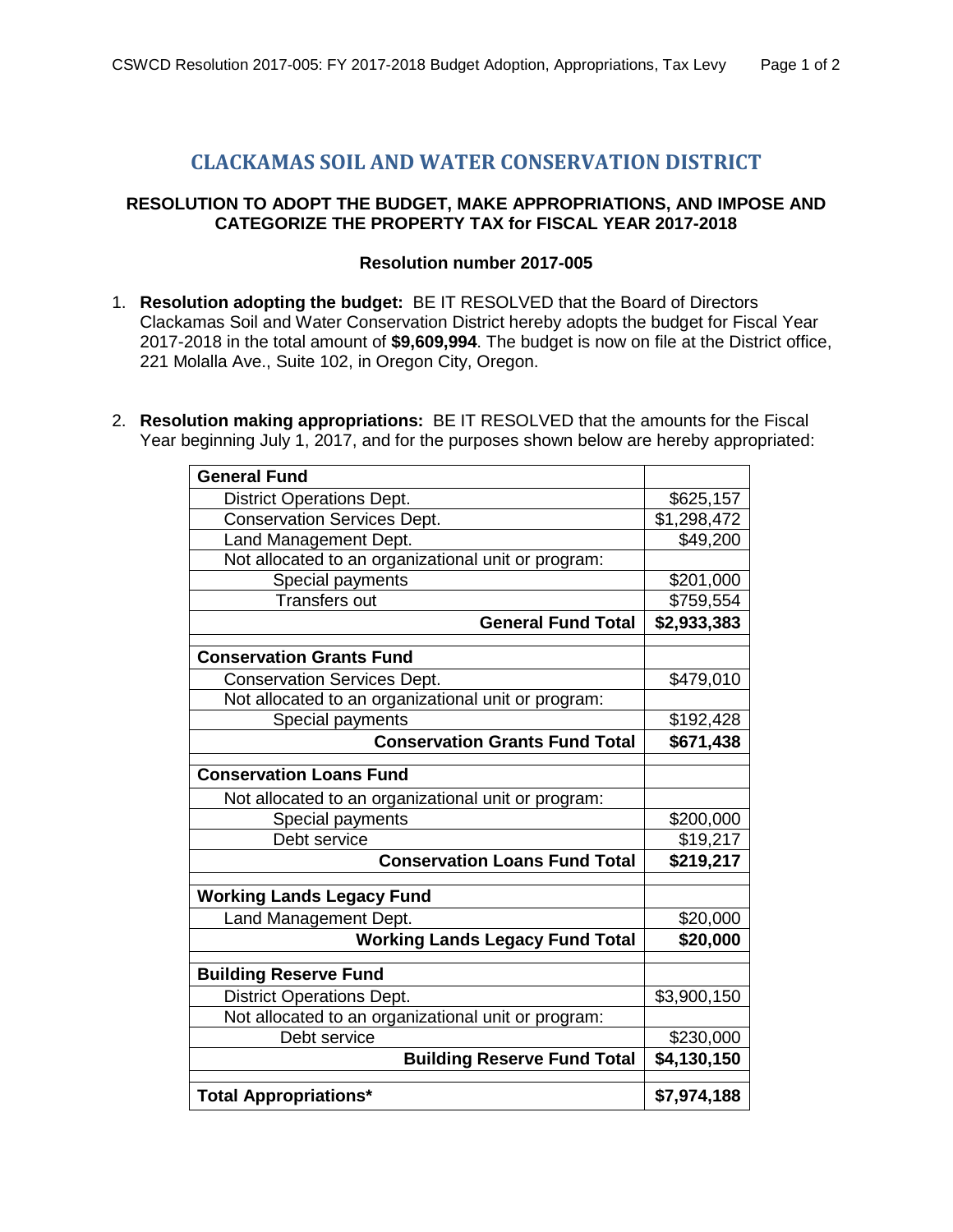# CLACKAMAS SOIL AND WATER CONSERVATION DISTRICT

## RESOLUTION TO ADOPT THE BUDGET, MAKE APPROPRIATIONS, AND IMPOSE AND CATEGORIZE THE PROPERTY TAX for FISCAL YEAR 2017-2018

### Resolution number 2017-005

1. **Resolution adopting the budget:** BE IT RESOLVED that the Board of Directors Clackamas Soil and Water Conservation District hereby adopts the budget for Fiscal Year 2017-2018 in the total amount of **$9,609,994**. The budget is now on file at the District office, 221 Molalla Ave., Suite 102, in Oregon City, Oregon.

2. **Resolution making appropriations:** BE IT RESOLVED that the amounts for the Fiscal Year beginning July 1, 2017, and for the purposes shown below are hereby appropriated:

| | |
|---|---|
| **General Fund** | |
| District Operations Dept. | $625,157 |
| Conservation Services Dept. | $1,298,472 |
| Land Management Dept. | $49,200 |
| Not allocated to an organizational unit or program: | |
| Special payments | $201,000 |
| Transfers out | $759,554 |
| **General Fund Total** | **$2,933,383** |
| **Conservation Grants Fund** | |
| Conservation Services Dept. | $479,010 |
| Not allocated to an organizational unit or program: | |
| Special payments | $192,428 |
| **Conservation Grants Fund Total** | **$671,438** |
| **Conservation Loans Fund** | |
| Not allocated to an organizational unit or program: | |
| Special payments | $200,000 |
| Debt service | $19,217 |
| **Conservation Loans Fund Total** | **$219,217** |
| **Working Lands Legacy Fund** | |
| Land Management Dept. | $20,000 |
| **Working Lands Legacy Fund Total** | **$20,000** |
| **Building Reserve Fund** | |
| District Operations Dept. | $3,900,150 |
| Not allocated to an organizational unit or program: | |
| Debt service | $230,000 |
| **Building Reserve Fund Total** | **$4,130,150** |
| **Total Appropriations*** | **$7,974,188** |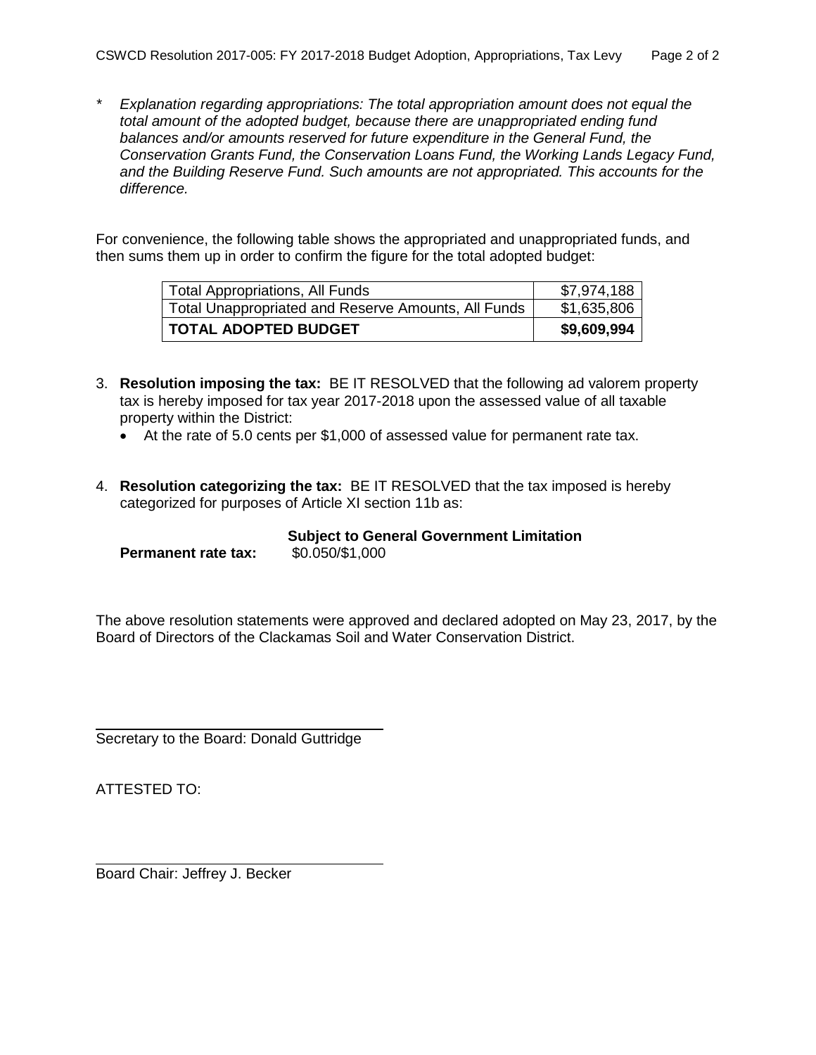\* *Explanation regarding appropriations: The total appropriation amount does not equal the total amount of the adopted budget, because there are unappropriated ending fund balances and/or amounts reserved for future expenditure in the General Fund, the Conservation Grants Fund, the Conservation Loans Fund, the Working Lands Legacy Fund, and the Building Reserve Fund. Such amounts are not appropriated. This accounts for the difference.*

For convenience, the following table shows the appropriated and unappropriated funds, and then sums them up in order to confirm the figure for the total adopted budget:

| | |
|---|---|
| Total Appropriations, All Funds | $7,974,188 |
| Total Unappropriated and Reserve Amounts, All Funds | $1,635,806 |
| **TOTAL ADOPTED BUDGET** | **$9,609,994** |

3. **Resolution imposing the tax:** BE IT RESOLVED that the following ad valorem property tax is hereby imposed for tax year 2017-2018 upon the assessed value of all taxable property within the District:
   - At the rate of 5.0 cents per $1,000 of assessed value for permanent rate tax.

4. **Resolution categorizing the tax:** BE IT RESOLVED that the tax imposed is hereby categorized for purposes of Article XI section 11b as:

| | **Subject to General Government Limitation** |
|---|---|
| **Permanent rate tax:** | $0.050/$1,000 |

The above resolution statements were approved and declared adopted on May 23, 2017, by the Board of Directors of the Clackamas Soil and Water Conservation District.

Secretary to the Board: Donald Guttridge

ATTESTED TO:

Board Chair: Jeffrey J. Becker